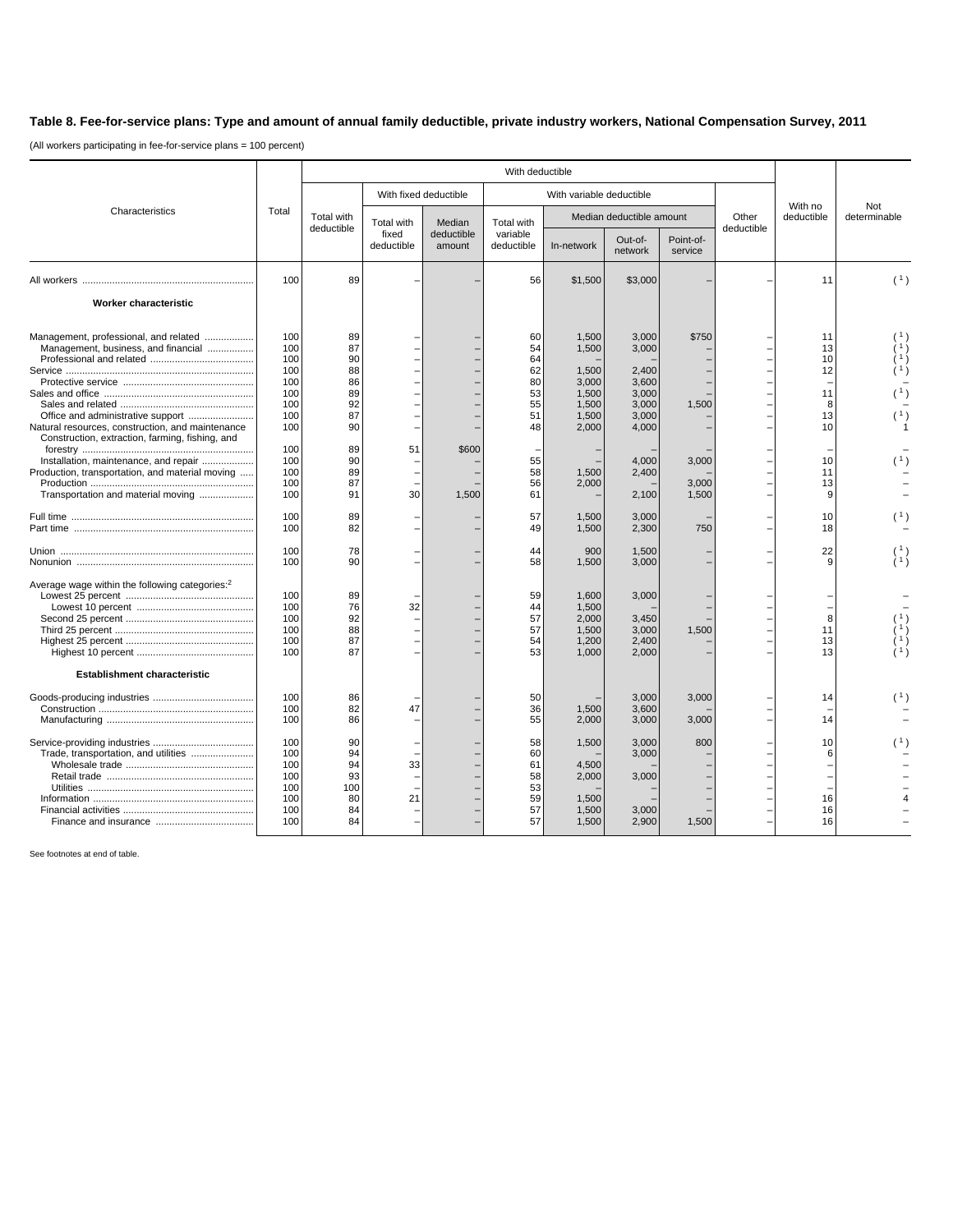**Table 8. Fee-for-service plans: Type and amount of annual family deductible, private industry workers, National Compensation Survey, 2011**

(All workers participating in fee-for-service plans = 100 percent)

| Characteristics | Total | With deductible | | | | | | | | With no deductible | Not determinable |
|---|---|---|---|---|---|---|---|---|---|---|---|
| | | Total with deductible | With fixed deductible | | With variable deductible | | | | Other deductible | | |
| | | | Total with fixed deductible | Median deductible amount | Total with variable deductible | Median deductible amount | | | | | |
| | | | | | | In-network | Out-of-network | Point-of-service | | | |
| All workers | 100 | 89 | – | – | 56 | $1,500 | $3,000 | – | – | 11 | (1) |
| **Worker characteristic** | | | | | | | | | | | |
| Management, professional, and related | 100 | 89 | – | – | 60 | 1,500 | 3,000 | $750 | – | 11 | (1) |
| Management, business, and financial | 100 | 87 | – | – | 54 | 1,500 | 3,000 | – | – | 13 | (1) |
| Professional and related | 100 | 90 | – | – | 64 | – | – | – | – | 10 | (1) |
| Service | 100 | 88 | – | – | 62 | 1,500 | 2,400 | – | – | 12 | (1) |
| Protective service | 100 | 86 | – | – | 80 | 3,000 | 3,600 | – | – | – | – |
| Sales and office | 100 | 89 | – | – | 53 | 1,500 | 3,000 | – | – | 11 | (1) |
| Sales and related | 100 | 92 | – | – | 55 | 1,500 | 3,000 | 1,500 | – | 8 | – |
| Office and administrative support | 100 | 87 | – | – | 51 | 1,500 | 3,000 | – | – | 13 | (1) |
| Natural resources, construction, and maintenance | 100 | 90 | – | – | 48 | 2,000 | 4,000 | – | – | 10 | 1 |
| Construction, extraction, farming, fishing, and forestry | 100 | 89 | 51 | $600 | – | – | – | – | – | – | – |
| Installation, maintenance, and repair | 100 | 90 | – | – | 55 | – | 4,000 | 3,000 | – | 10 | (1) |
| Production, transportation, and material moving | 100 | 89 | – | – | 58 | 1,500 | 2,400 | – | – | 11 | – |
| Production | 100 | 87 | – | – | 56 | 2,000 | – | 3,000 | – | 13 | – |
| Transportation and material moving | 100 | 91 | 30 | 1,500 | 61 | – | 2,100 | 1,500 | – | 9 | – |
| Full time | 100 | 89 | – | – | 57 | 1,500 | 3,000 | – | – | 10 | (1) |
| Part time | 100 | 82 | – | – | 49 | 1,500 | 2,300 | 750 | – | 18 | – |
| Union | 100 | 78 | – | – | 44 | 900 | 1,500 | – | – | 22 | (1) |
| Nonunion | 100 | 90 | – | – | 58 | 1,500 | 3,000 | – | – | 9 | (1) |
| Average wage within the following categories:[2] | | | | | | | | | | | |
| Lowest 25 percent | 100 | 89 | – | – | 59 | 1,600 | 3,000 | – | – | – | – |
| Lowest 10 percent | 100 | 76 | 32 | – | 44 | 1,500 | – | – | – | – | – |
| Second 25 percent | 100 | 92 | – | – | 57 | 2,000 | 3,450 | – | – | 8 | (1) |
| Third 25 percent | 100 | 88 | – | – | 57 | 1,500 | 3,000 | 1,500 | – | 11 | (1) |
| Highest 25 percent | 100 | 87 | – | – | 54 | 1,200 | 2,400 | – | – | 13 | (1) |
| Highest 10 percent | 100 | 87 | – | – | 53 | 1,000 | 2,000 | – | – | 13 | (1) |
| **Establishment characteristic** | | | | | | | | | | | |
| Goods-producing industries | 100 | 86 | – | – | 50 | – | 3,000 | 3,000 | – | 14 | (1) |
| Construction | 100 | 82 | 47 | – | 36 | 1,500 | 3,600 | – | – | – | – |
| Manufacturing | 100 | 86 | – | – | 55 | 2,000 | 3,000 | 3,000 | – | 14 | – |
| Service-providing industries | 100 | 90 | – | – | 58 | 1,500 | 3,000 | 800 | – | 10 | (1) |
| Trade, transportation, and utilities | 100 | 94 | – | – | 60 | – | 3,000 | – | – | 6 | – |
| Wholesale trade | 100 | 94 | 33 | – | 61 | 4,500 | – | – | – | – | – |
| Retail trade | 100 | 93 | – | – | 58 | 2,000 | 3,000 | – | – | – | – |
| Utilities | 100 | 100 | – | – | 53 | – | – | – | – | – | – |
| Information | 100 | 80 | 21 | – | 59 | 1,500 | – | – | – | 16 | 4 |
| Financial activities | 100 | 84 | – | – | 57 | 1,500 | 3,000 | – | – | 16 | – |
| Finance and insurance | 100 | 84 | – | – | 57 | 1,500 | 2,900 | 1,500 | – | 16 | – |

See footnotes at end of table.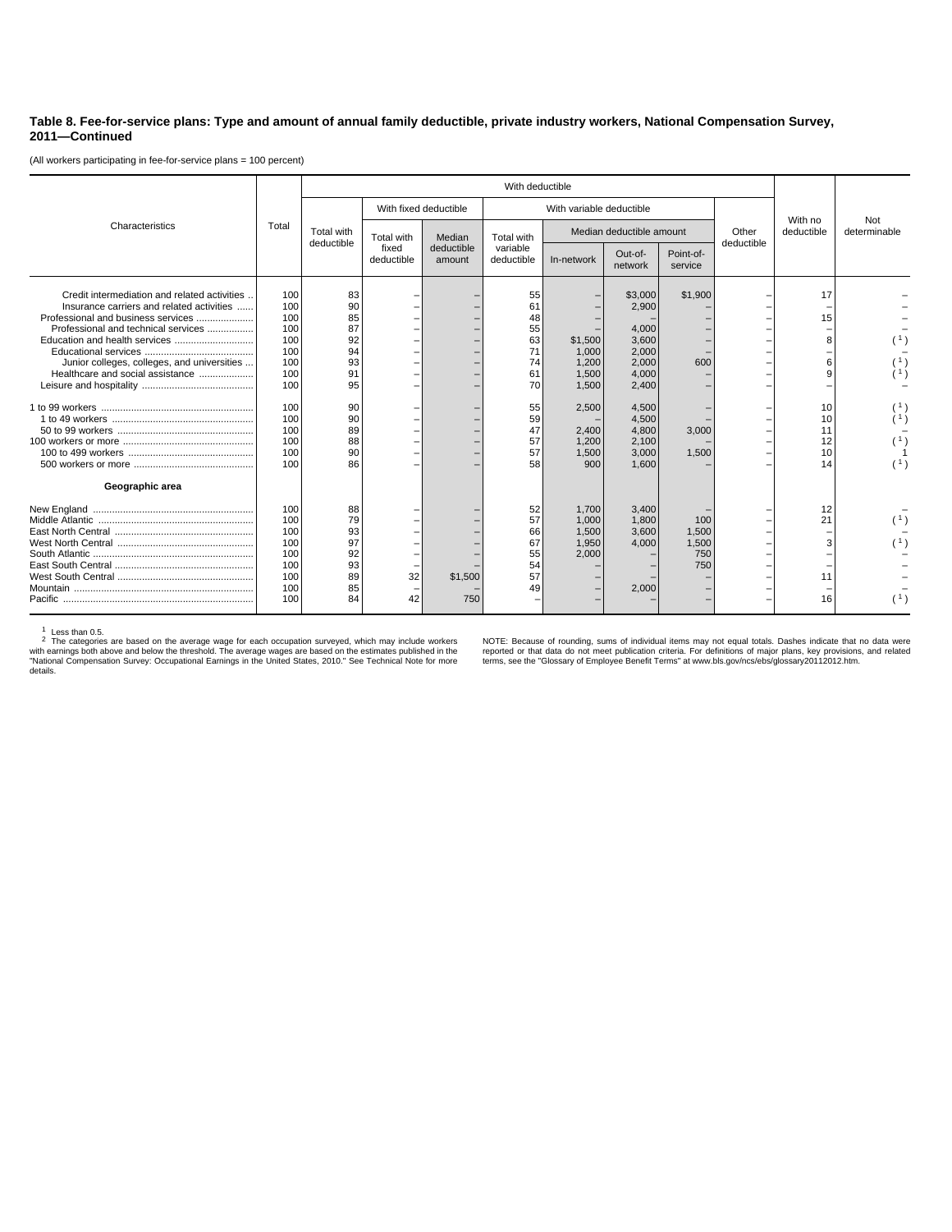**Table 8. Fee-for-service plans: Type and amount of annual family deductible, private industry workers, National Compensation Survey, 2011—Continued**

(All workers participating in fee-for-service plans = 100 percent)

| Characteristics | Total | With deductible | | | | | | | | With no deductible | Not determinable |
|---|---|---|---|---|---|---|---|---|---|---|---|
| | | Total with deductible | With fixed deductible | | With variable deductible | | | | Other deductible | | |
| | | | Total with fixed deductible | Median deductible amount | Total with variable deductible | Median deductible amount | | | | | |
| | | | | | | In-network | Out-of-network | Point-of-service | | | |
| Credit intermediation and related activities | 100 | 83 | – | – | 55 | – | $3,000 | $1,900 | – | 17 | – |
| Insurance carriers and related activities | 100 | 90 | – | – | 61 | – | 2,900 | – | – | – | – |
| Professional and business services | 100 | 85 | – | – | 48 | – | – | – | – | 15 | – |
| Professional and technical services | 100 | 87 | – | – | 55 | – | 4,000 | – | – | – | – |
| Education and health services | 100 | 92 | – | – | 63 | $1,500 | 3,600 | – | – | 8 | (1) |
| Educational services | 100 | 94 | – | – | 71 | 1,000 | 2,000 | – | – | – | – |
| Junior colleges, colleges, and universities | 100 | 93 | – | – | 74 | 1,200 | 2,000 | 600 | – | 6 | (1) |
| Healthcare and social assistance | 100 | 91 | – | – | 61 | 1,500 | 4,000 | – | – | 9 | (1) |
| Leisure and hospitality | 100 | 95 | – | – | 70 | 1,500 | 2,400 | – | – | – | – |
| 1 to 99 workers | 100 | 90 | – | – | 55 | 2,500 | 4,500 | – | – | 10 | (1) |
| 1 to 49 workers | 100 | 90 | – | – | 59 | – | 4,500 | – | – | 10 | (1) |
| 50 to 99 workers | 100 | 89 | – | – | 47 | 2,400 | 4,800 | 3,000 | – | 11 | – |
| 100 workers or more | 100 | 88 | – | – | 57 | 1,200 | 2,100 | – | – | 12 | (1) |
| 100 to 499 workers | 100 | 90 | – | – | 57 | 1,500 | 3,000 | 1,500 | – | 10 | 1 |
| 500 workers or more | 100 | 86 | – | – | 58 | 900 | 1,600 | – | – | 14 | (1) |
| **Geographic area** | | | | | | | | | | | |
| New England | 100 | 88 | – | – | 52 | 1,700 | 3,400 | – | – | 12 | – |
| Middle Atlantic | 100 | 79 | – | – | 57 | 1,000 | 1,800 | 100 | – | 21 | (1) |
| East North Central | 100 | 93 | – | – | 66 | 1,500 | 3,600 | 1,500 | – | – | – |
| West North Central | 100 | 97 | – | – | 67 | 1,950 | 4,000 | 1,500 | – | 3 | (1) |
| South Atlantic | 100 | 92 | – | – | 55 | 2,000 | – | 750 | – | – | – |
| East South Central | 100 | 93 | – | – | 54 | – | – | 750 | – | – | – |
| West South Central | 100 | 89 | 32 | $1,500 | 57 | – | – | – | – | 11 | – |
| Mountain | 100 | 85 | – | – | 49 | – | 2,000 | – | – | – | – |
| Pacific | 100 | 84 | 42 | 750 | – | – | – | – | – | 16 | (1) |

[1] Less than 0.5.

[2] The categories are based on the average wage for each occupation surveyed, which may include workers with earnings both above and below the threshold. The average wages are based on the estimates published in the "National Compensation Survey: Occupational Earnings in the United States, 2010." See Technical Note for more details.

NOTE: Because of rounding, sums of individual items may not equal totals. Dashes indicate that no data were reported or that data do not meet publication criteria. For definitions of major plans, key provisions, and related terms, see the "Glossary of Employee Benefit Terms" at www.bls.gov/ncs/ebs/glossary20112012.htm.